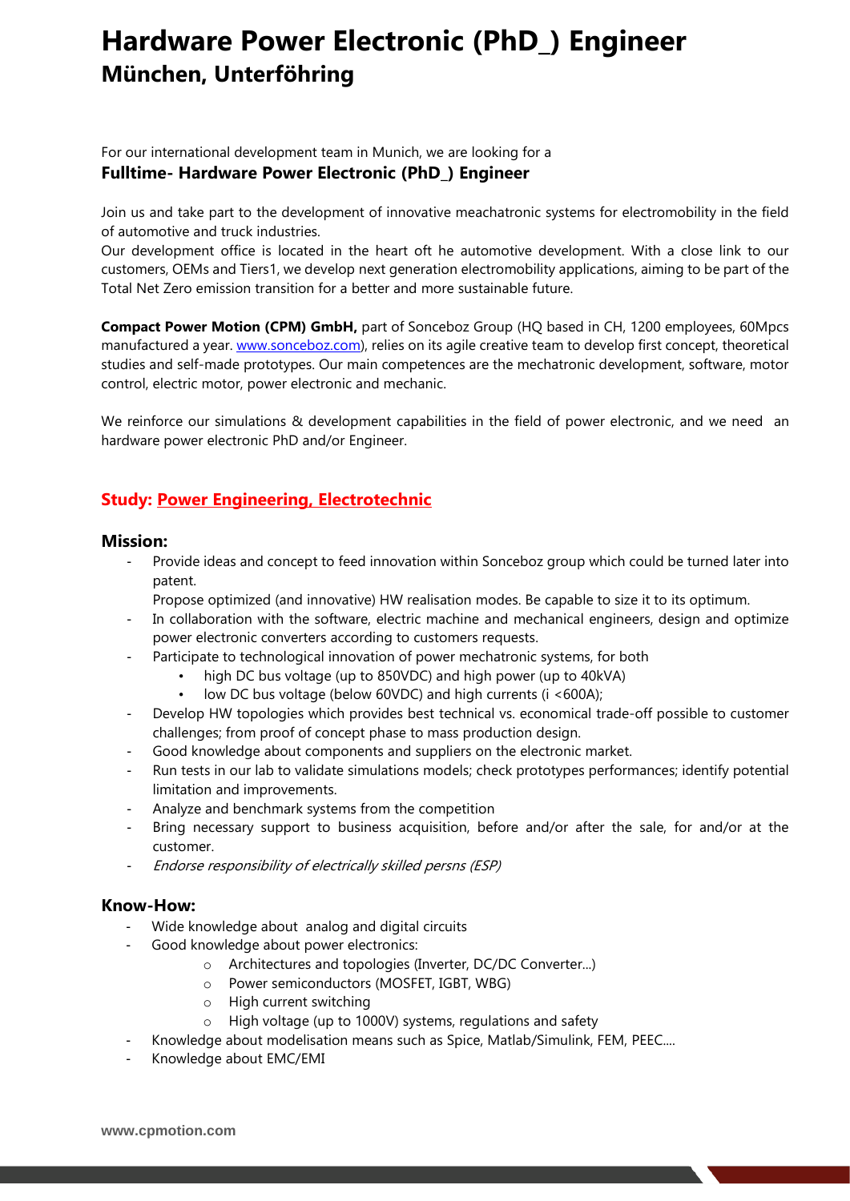# Hardware Power Electronic (PhD_) Engineer
## München, Unterföhring

For our international development team in Munich, we are looking for a

**Fulltime- Hardware Power Electronic (PhD_) Engineer**

Join us and take part to the development of innovative meachatronic systems for electromobility in the field of automotive and truck industries.

Our development office is located in the heart oft he automotive development. With a close link to our customers, OEMs and Tiers1, we develop next generation electromobility applications, aiming to be part of the Total Net Zero emission transition for a better and more sustainable future.

**Compact Power Motion (CPM) GmbH,** part of Sonceboz Group (HQ based in CH, 1200 employees, 60Mpcs manufactured a year. www.sonceboz.com), relies on its agile creative team to develop first concept, theoretical studies and self-made prototypes. Our main competences are the mechatronic development, software, motor control, electric motor, power electronic and mechanic.

We reinforce our simulations & development capabilities in the field of power electronic, and we need an hardware power electronic PhD and/or Engineer.

### Study: Power Engineering, Electrotechnic

### Mission:

- Provide ideas and concept to feed innovation within Sonceboz group which could be turned later into patent.
  Propose optimized (and innovative) HW realisation modes. Be capable to size it to its optimum.
- In collaboration with the software, electric machine and mechanical engineers, design and optimize power electronic converters according to customers requests.
- Participate to technological innovation of power mechatronic systems, for both
  - high DC bus voltage (up to 850VDC) and high power (up to 40kVA)
  - low DC bus voltage (below 60VDC) and high currents (i <600A);
- Develop HW topologies which provides best technical vs. economical trade-off possible to customer challenges; from proof of concept phase to mass production design.
- Good knowledge about components and suppliers on the electronic market.
- Run tests in our lab to validate simulations models; check prototypes performances; identify potential limitation and improvements.
- Analyze and benchmark systems from the competition
- Bring necessary support to business acquisition, before and/or after the sale, for and/or at the customer.
- *Endorse responsibility of electrically skilled persns (ESP)*

### Know-How:

- Wide knowledge about analog and digital circuits
- Good knowledge about power electronics:
  - Architectures and topologies (Inverter, DC/DC Converter...)
  - Power semiconductors (MOSFET, IGBT, WBG)
  - High current switching
  - High voltage (up to 1000V) systems, regulations and safety
- Knowledge about modelisation means such as Spice, Matlab/Simulink, FEM, PEEC....
- Knowledge about EMC/EMI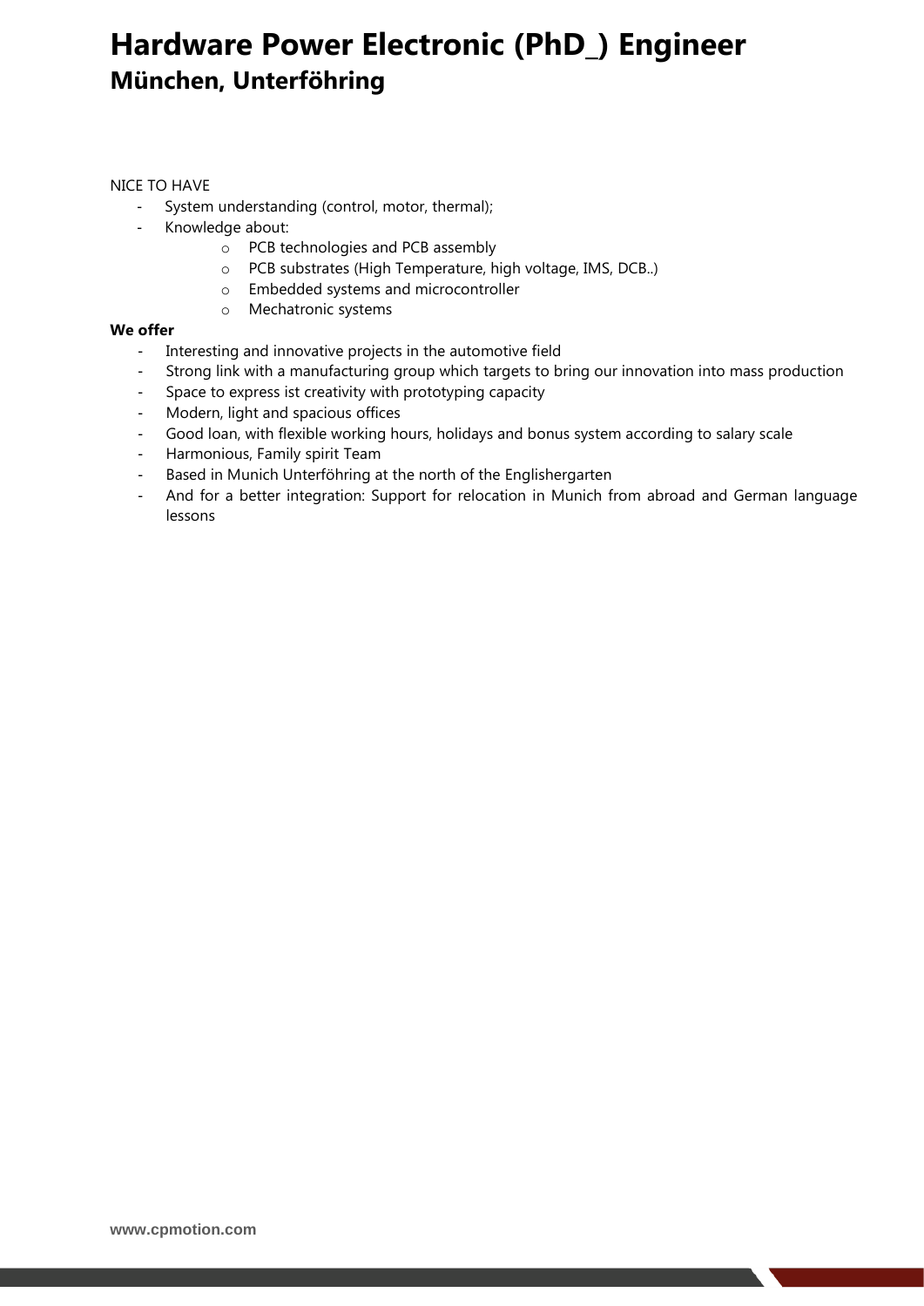# Hardware Power Electronic (PhD_) Engineer
## München, Unterföhring

NICE TO HAVE

- System understanding (control, motor, thermal);
- Knowledge about:
  - PCB technologies and PCB assembly
  - PCB substrates (High Temperature, high voltage, IMS, DCB..)
  - Embedded systems and microcontroller
  - Mechatronic systems

**We offer**

- Interesting and innovative projects in the automotive field
- Strong link with a manufacturing group which targets to bring our innovation into mass production
- Space to express ist creativity with prototyping capacity
- Modern, light and spacious offices
- Good loan, with flexible working hours, holidays and bonus system according to salary scale
- Harmonious, Family spirit Team
- Based in Munich Unterföhring at the north of the Englishergarten
- And for a better integration: Support for relocation in Munich from abroad and German language lessons